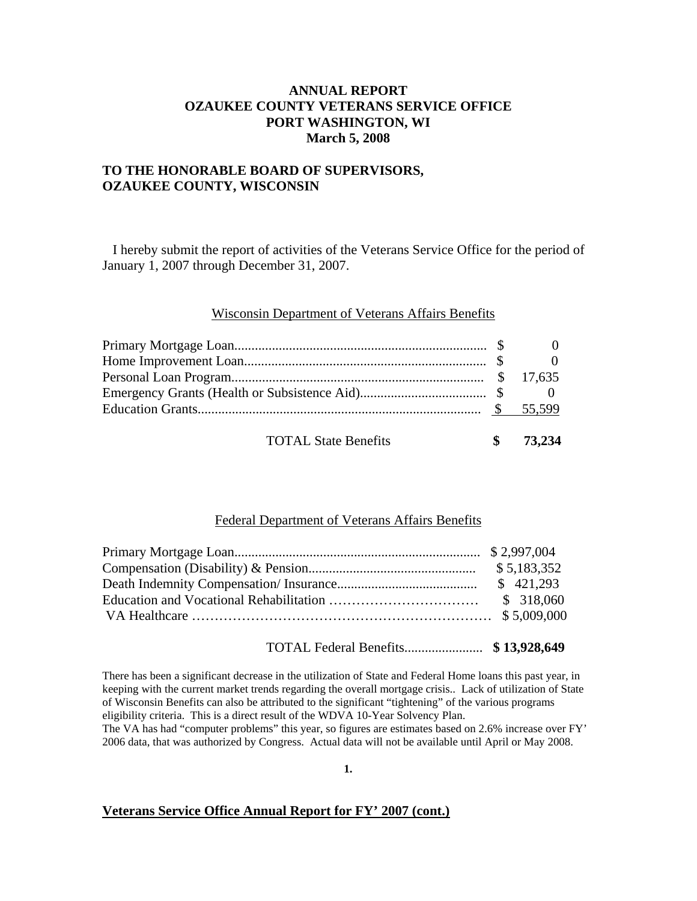**ANNUAL REPORT**
**OZAUKEE COUNTY VETERANS SERVICE OFFICE**
**PORT WASHINGTON, WI**
**March 5, 2008**

**TO THE HONORABLE BOARD OF SUPERVISORS,**
**OZAUKEE COUNTY, WISCONSIN**

I hereby submit the report of activities of the Veterans Service Office for the period of January 1, 2007 through December 31, 2007.

## Wisconsin Department of Veterans Affairs Benefits

| Benefit | Amount |
|---|---|
| Primary Mortgage Loan | $ 0 |
| Home Improvement Loan | $ 0 |
| Personal Loan Program | $ 17,635 |
| Emergency Grants (Health or Subsistence Aid) | $ 0 |
| Education Grants | $ 55,599 |
| **TOTAL State Benefits** | **$ 73,234** |

## Federal Department of Veterans Affairs Benefits

| Benefit | Amount |
|---|---|
| Primary Mortgage Loan | $ 2,997,004 |
| Compensation (Disability) & Pension | $ 5,183,352 |
| Death Indemnity Compensation/ Insurance | $ 421,293 |
| Education and Vocational Rehabilitation | $ 318,060 |
| VA Healthcare | $ 5,009,000 |
| TOTAL Federal Benefits | **$ 13,928,649** |

There has been a significant decrease in the utilization of State and Federal Home loans this past year, in keeping with the current market trends regarding the overall mortgage crisis.. Lack of utilization of State of Wisconsin Benefits can also be attributed to the significant "tightening" of the various programs eligibility criteria. This is a direct result of the WDVA 10-Year Solvency Plan.
The VA has had "computer problems" this year, so figures are estimates based on 2.6% increase over FY' 2006 data, that was authorized by Congress. Actual data will not be available until April or May 2008.

## Veterans Service Office Annual Report for FY' 2007 (cont.)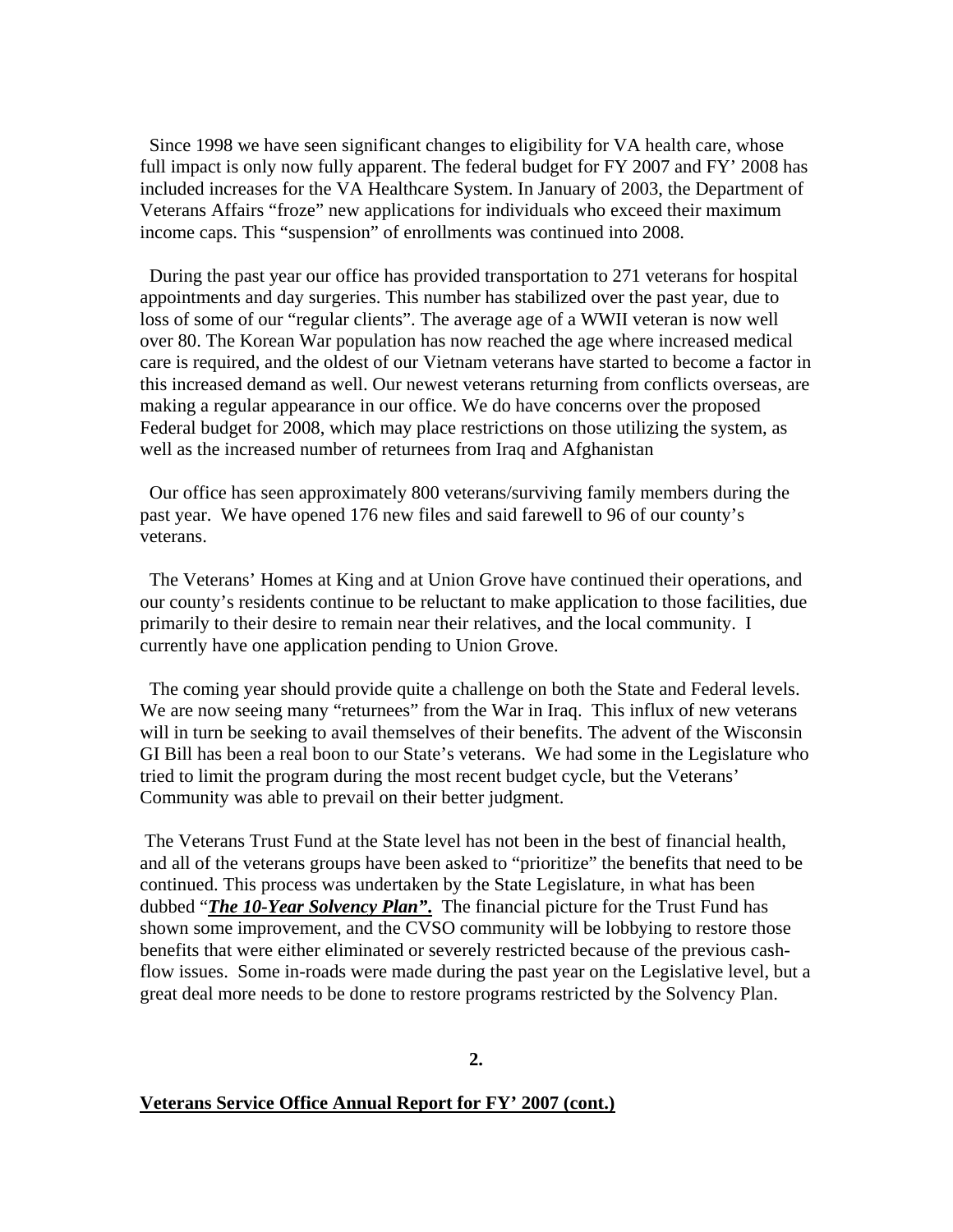Since 1998 we have seen significant changes to eligibility for VA health care, whose full impact is only now fully apparent. The federal budget for FY 2007 and FY' 2008 has included increases for the VA Healthcare System. In January of 2003, the Department of Veterans Affairs "froze" new applications for individuals who exceed their maximum income caps. This "suspension" of enrollments was continued into 2008.

During the past year our office has provided transportation to 271 veterans for hospital appointments and day surgeries. This number has stabilized over the past year, due to loss of some of our "regular clients". The average age of a WWII veteran is now well over 80. The Korean War population has now reached the age where increased medical care is required, and the oldest of our Vietnam veterans have started to become a factor in this increased demand as well. Our newest veterans returning from conflicts overseas, are making a regular appearance in our office. We do have concerns over the proposed Federal budget for 2008, which may place restrictions on those utilizing the system, as well as the increased number of returnees from Iraq and Afghanistan

Our office has seen approximately 800 veterans/surviving family members during the past year. We have opened 176 new files and said farewell to 96 of our county's veterans.

The Veterans' Homes at King and at Union Grove have continued their operations, and our county's residents continue to be reluctant to make application to those facilities, due primarily to their desire to remain near their relatives, and the local community. I currently have one application pending to Union Grove.

The coming year should provide quite a challenge on both the State and Federal levels. We are now seeing many "returnees" from the War in Iraq. This influx of new veterans will in turn be seeking to avail themselves of their benefits. The advent of the Wisconsin GI Bill has been a real boon to our State's veterans. We had some in the Legislature who tried to limit the program during the most recent budget cycle, but the Veterans' Community was able to prevail on their better judgment.

The Veterans Trust Fund at the State level has not been in the best of financial health, and all of the veterans groups have been asked to "prioritize" the benefits that need to be continued. This process was undertaken by the State Legislature, in what has been dubbed "***The 10-Year Solvency Plan".*** The financial picture for the Trust Fund has shown some improvement, and the CVSO community will be lobbying to restore those benefits that were either eliminated or severely restricted because of the previous cash-flow issues. Some in-roads were made during the past year on the Legislative level, but a great deal more needs to be done to restore programs restricted by the Solvency Plan.

**Veterans Service Office Annual Report for FY' 2007 (cont.)**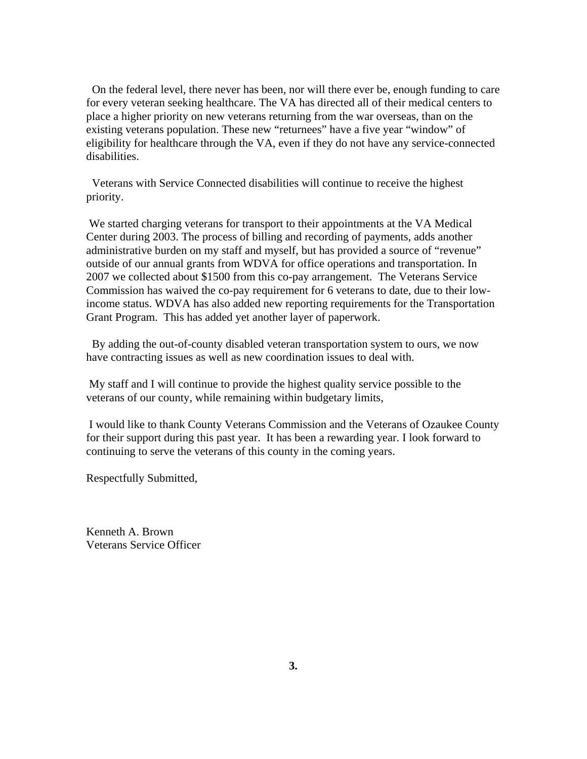On the federal level, there never has been, nor will there ever be, enough funding to care for every veteran seeking healthcare. The VA has directed all of their medical centers to place a higher priority on new veterans returning from the war overseas, than on the existing veterans population. These new "returnees" have a five year "window" of eligibility for healthcare through the VA, even if they do not have any service-connected disabilities.

Veterans with Service Connected disabilities will continue to receive the highest priority.

We started charging veterans for transport to their appointments at the VA Medical Center during 2003. The process of billing and recording of payments, adds another administrative burden on my staff and myself, but has provided a source of "revenue" outside of our annual grants from WDVA for office operations and transportation. In 2007 we collected about $1500 from this co-pay arrangement. The Veterans Service Commission has waived the co-pay requirement for 6 veterans to date, due to their low-income status. WDVA has also added new reporting requirements for the Transportation Grant Program. This has added yet another layer of paperwork.

By adding the out-of-county disabled veteran transportation system to ours, we now have contracting issues as well as new coordination issues to deal with.

My staff and I will continue to provide the highest quality service possible to the veterans of our county, while remaining within budgetary limits,

I would like to thank County Veterans Commission and the Veterans of Ozaukee County for their support during this past year. It has been a rewarding year. I look forward to continuing to serve the veterans of this county in the coming years.

Respectfully Submitted,

Kenneth A. Brown
Veterans Service Officer